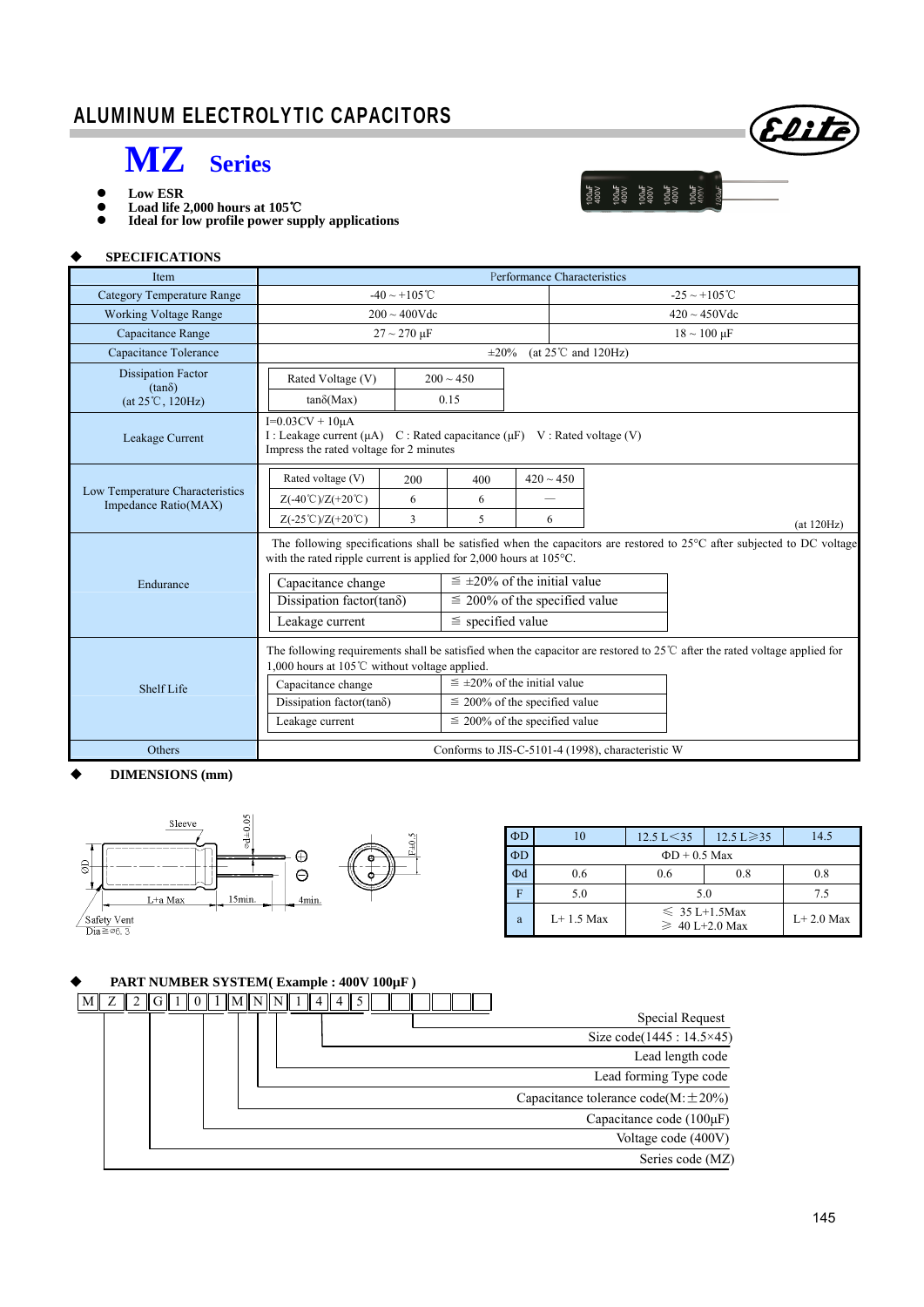# ALUMINUM ELECTROLYTIC CAPACITORS

## MZ Series

- **Low ESR**
- **Load life 2,000 hours at 105℃**
- **Ideal for low profile power supply applications**

### ◆ SPECIFICATIONS

| Item | Performance Characteristics | |
|---|---|---|
| Category Temperature Range | -40 ~ +105℃ | -25 ~ +105℃ |
| Working Voltage Range | 200 ~ 400Vdc | 420 ~ 450Vdc |
| Capacitance Range | 27 ~ 270 µF | 18 ~ 100 µF |
| Capacitance Tolerance | ±20% (at 25℃ and 120Hz) | |
| Dissipation Factor (tanδ) (at 25℃, 120Hz) | Rated Voltage (V): 200 ~ 450; tanδ(Max): 0.15 | |
| Leakage Current | I=0.03CV + 10µA<br>I : Leakage current (µA) C : Rated capacitance (µF) V : Rated voltage (V)<br>Impress the rated voltage for 2 minutes | |
| Low Temperature Characteristics Impedance Ratio(MAX) | see table below (at 120Hz) | |
| Endurance | The following specifications shall be satisfied when the capacitors are restored to 25°C after subjected to DC voltage with the rated ripple current is applied for 2,000 hours at 105°C. | |
| Shelf Life | The following requirements shall be satisfied when the capacitor are restored to 25℃ after the rated voltage applied for 1,000 hours at 105℃ without voltage applied. | |
| Others | Conforms to JIS-C-5101-4 (1998), characteristic W | |

**Low Temperature Characteristics Impedance Ratio(MAX)** (at 120Hz)

| Rated voltage (V) | 200 | 400 | 420 ~ 450 |
|---|---|---|---|
| Z(-40℃)/Z(+20℃) | 6 | 6 | — |
| Z(-25℃)/Z(+20℃) | 3 | 5 | 6 |

**Endurance**

| | |
|---|---|
| Capacitance change | ≦ ±20% of the initial value |
| Dissipation factor(tanδ) | ≦ 200% of the specified value |
| Leakage current | ≦ specified value |

**Shelf Life**

| | |
|---|---|
| Capacitance change | ≦ ±20% of the initial value |
| Dissipation factor(tanδ) | ≦ 200% of the specified value |
| Leakage current | ≦ 200% of the specified value |

### ◆ DIMENSIONS (mm)

Sleeve, Φd±0.05, ΦD, L+a Max, 15min., 4min., Safety Vent Dia≧Φ6.3, F±0.5

| ΦD | 10 | 12.5 L<35 | 12.5 L≥35 | 14.5 |
|---|---|---|---|---|
| ΦD | ΦD + 0.5 Max | | | |
| Φd | 0.6 | 0.6 | 0.8 | 0.8 |
| F | 5.0 | 5.0 | | 7.5 |
| a | L+ 1.5 Max | ≤ 35 L+1.5Max<br>≥ 40 L+2.0 Max | | L+ 2.0 Max |

### ◆ PART NUMBER SYSTEM( Example : 400V 100µF )

M Z 2 G 1 0 1 M N N 1 4 4 5

- Special Request
- Size code(1445 : 14.5×45)
- Lead length code
- Lead forming Type code
- Capacitance tolerance code(M:±20%)
- Capacitance code (100µF)
- Voltage code (400V)
- Series code (MZ)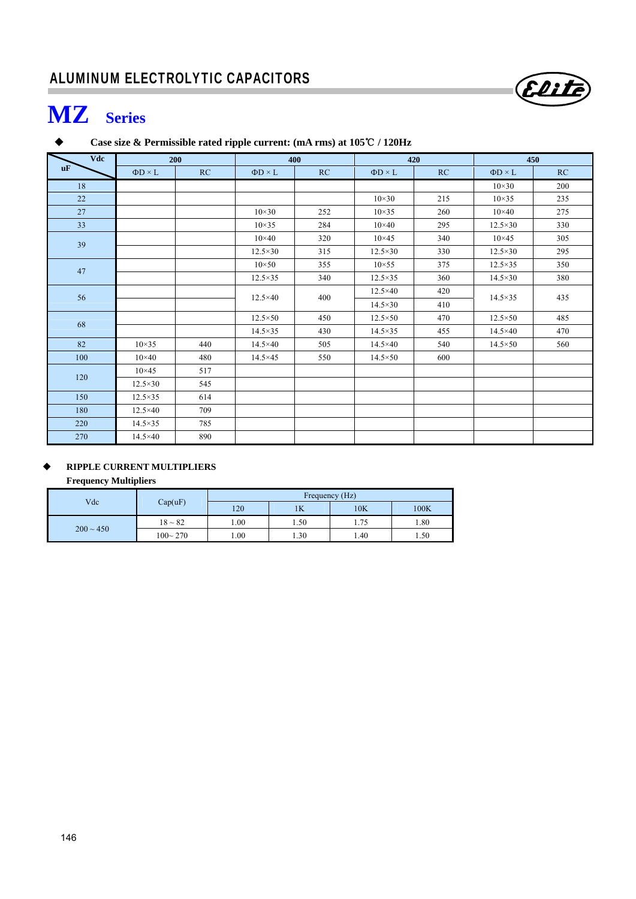## ALUMINUM ELECTROLYTIC CAPACITORS

# MZ Series

◆ **Case size & Permissible rated ripple current: (mA rms) at 105℃ / 120Hz**

| uF \ Vdc | 200 | | 400 | | 420 | | 450 | |
|---|---|---|---|---|---|---|---|---|
| | ΦD × L | RC | ΦD × L | RC | ΦD × L | RC | ΦD × L | RC |
| 18 | | | | | | | 10×30 | 200 |
| 22 | | | | | 10×30 | 215 | 10×35 | 235 |
| 27 | | | 10×30 | 252 | 10×35 | 260 | 10×40 | 275 |
| 33 | | | 10×35 | 284 | 10×40 | 295 | 12.5×30 | 330 |
| 39 | | | 10×40 | 320 | 10×45 | 340 | 10×45 | 305 |
| | | | 12.5×30 | 315 | 12.5×30 | 330 | 12.5×30 | 295 |
| 47 | | | 10×50 | 355 | 10×55 | 375 | 12.5×35 | 350 |
| | | | 12.5×35 | 340 | 12.5×35 | 360 | 14.5×30 | 380 |
| 56 | | | 12.5×40 | 400 | 12.5×40 | 420 | 14.5×35 | 435 |
| | | | | | 14.5×30 | 410 | | |
| 68 | | | 12.5×50 | 450 | 12.5×50 | 470 | 12.5×50 | 485 |
| | | | 14.5×35 | 430 | 14.5×35 | 455 | 14.5×40 | 470 |
| 82 | 10×35 | 440 | 14.5×40 | 505 | 14.5×40 | 540 | 14.5×50 | 560 |
| 100 | 10×40 | 480 | 14.5×45 | 550 | 14.5×50 | 600 | | |
| 120 | 10×45 | 517 | | | | | | |
| | 12.5×30 | 545 | | | | | | |
| 150 | 12.5×35 | 614 | | | | | | |
| 180 | 12.5×40 | 709 | | | | | | |
| 220 | 14.5×35 | 785 | | | | | | |
| 270 | 14.5×40 | 890 | | | | | | |

◆ **RIPPLE CURRENT MULTIPLIERS**

**Frequency Multipliers**

| Vdc | Cap(uF) | Frequency (Hz) | | | |
|---|---|---|---|---|---|
| | | 120 | 1K | 10K | 100K |
| 200 ~ 450 | 18 ~ 82 | 1.00 | 1.50 | 1.75 | 1.80 |
| | 100~ 270 | 1.00 | 1.30 | 1.40 | 1.50 |